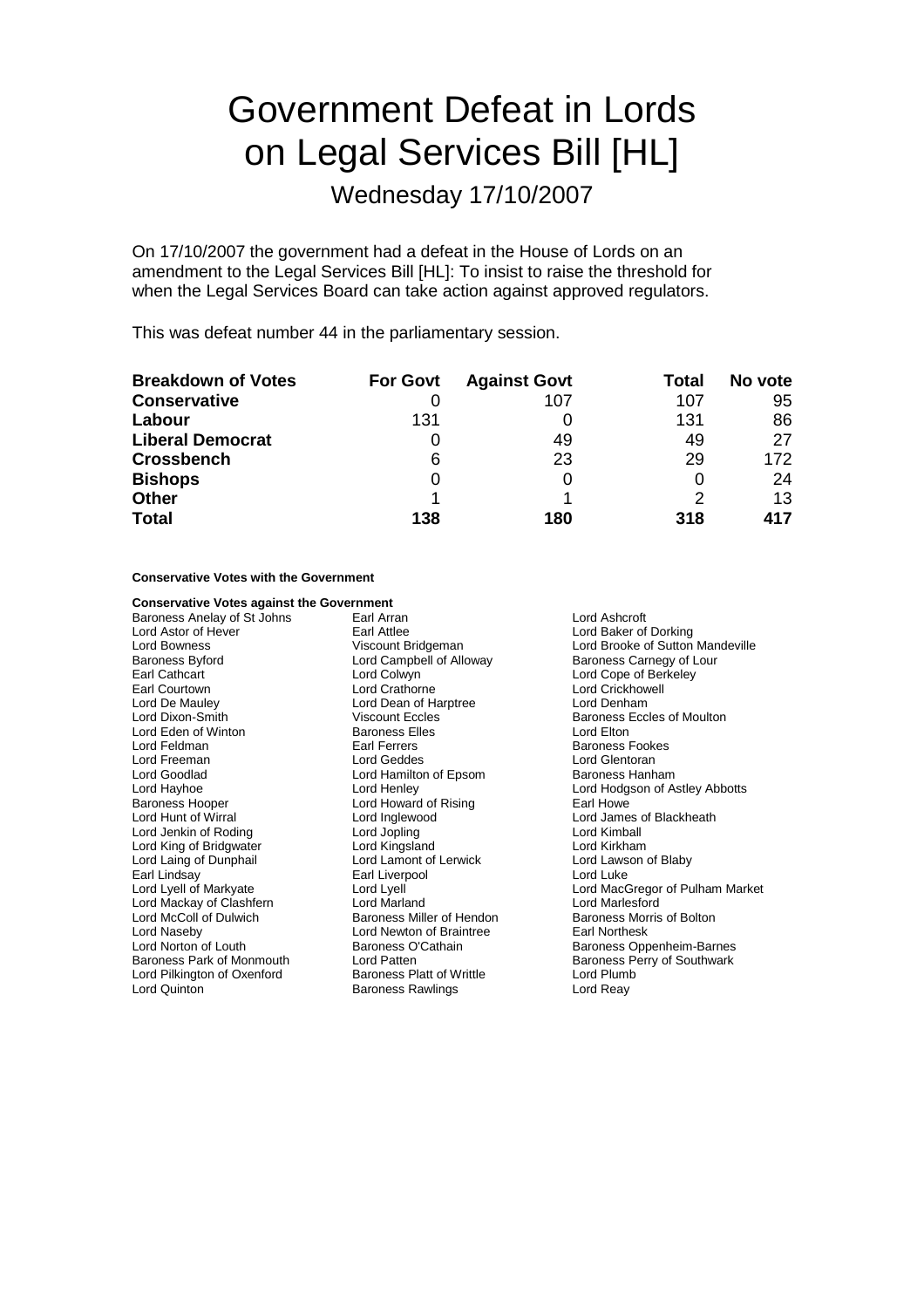# Government Defeat in Lords on Legal Services Bill [HL]

## Wednesday 17/10/2007

On 17/10/2007 the government had a defeat in the House of Lords on an amendment to the Legal Services Bill [HL]: To insist to raise the threshold for when the Legal Services Board can take action against approved regulators.

This was defeat number 44 in the parliamentary session.

| **Breakdown of Votes** | **For Govt** | **Against Govt** | **Total** | **No vote** |
|---|---|---|---|---|
| **Conservative** | 0 | 107 | 107 | 95 |
| **Labour** | 131 | 0 | 131 | 86 |
| **Liberal Democrat** | 0 | 49 | 49 | 27 |
| **Crossbench** | 6 | 23 | 29 | 172 |
| **Bishops** | 0 | 0 | 0 | 24 |
| **Other** | 1 | 1 | 2 | 13 |
| **Total** | **138** | **180** | **318** | **417** |

**Conservative Votes with the Government**

**Conservative Votes against the Government**

Baroness Anelay of St Johns
Earl Arran
Lord Ashcroft
Lord Astor of Hever
Earl Attlee
Lord Baker of Dorking
Lord Bowness
Viscount Bridgeman
Lord Brooke of Sutton Mandeville
Baroness Byford
Lord Campbell of Alloway
Baroness Carnegy of Lour
Earl Cathcart
Lord Colwyn
Lord Cope of Berkeley
Earl Courtown
Lord Crathorne
Lord Crickhowell
Lord De Mauley
Lord Dean of Harptree
Lord Denham
Lord Dixon-Smith
Viscount Eccles
Baroness Eccles of Moulton
Lord Eden of Winton
Baroness Elles
Lord Elton
Lord Feldman
Earl Ferrers
Baroness Fookes
Lord Freeman
Lord Geddes
Lord Glentoran
Lord Goodlad
Lord Hamilton of Epsom
Baroness Hanham
Lord Hayhoe
Lord Henley
Lord Hodgson of Astley Abbotts
Baroness Hooper
Lord Howard of Rising
Earl Howe
Lord Hunt of Wirral
Lord Inglewood
Lord James of Blackheath
Lord Jenkin of Roding
Lord Jopling
Lord Kimball
Lord King of Bridgwater
Lord Kingsland
Lord Kirkham
Lord Laing of Dunphail
Lord Lamont of Lerwick
Lord Lawson of Blaby
Earl Lindsay
Earl Liverpool
Lord Luke
Lord Lyell of Markyate
Lord Lyell
Lord MacGregor of Pulham Market
Lord Mackay of Clashfern
Lord Marland
Lord Marlesford
Lord McColl of Dulwich
Baroness Miller of Hendon
Baroness Morris of Bolton
Lord Naseby
Lord Newton of Braintree
Earl Northesk
Lord Norton of Louth
Baroness O'Cathain
Baroness Oppenheim-Barnes
Baroness Park of Monmouth
Lord Patten
Baroness Perry of Southwark
Lord Pilkington of Oxenford
Baroness Platt of Writtle
Lord Plumb
Lord Quinton
Baroness Rawlings
Lord Reay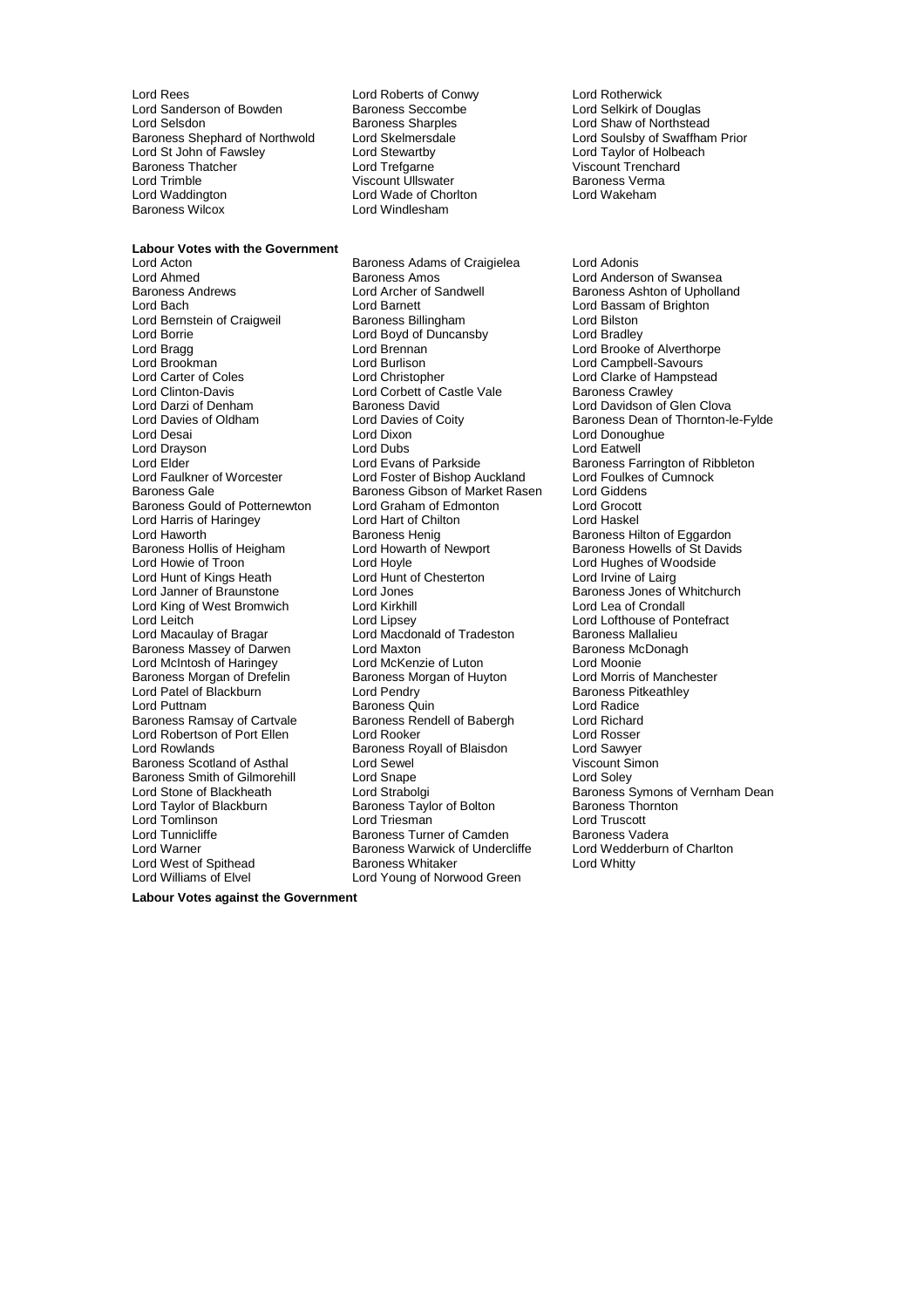Lord Rees
Lord Roberts of Conwy
Lord Rotherwick
Lord Sanderson of Bowden
Baroness Seccombe
Lord Selkirk of Douglas
Lord Selsdon
Baroness Sharples
Lord Shaw of Northstead
Baroness Shephard of Northwold
Lord Skelmersdale
Lord Soulsby of Swaffham Prior
Lord St John of Fawsley
Lord Stewartby
Lord Taylor of Holbeach
Baroness Thatcher
Lord Trefgarne
Viscount Trenchard
Lord Trimble
Viscount Ullswater
Baroness Verma
Lord Waddington
Lord Wade of Chorlton
Lord Wakeham
Baroness Wilcox
Lord Windlesham

**Labour Votes with the Government**

Lord Acton
Baroness Adams of Craigielea
Lord Adonis
Lord Ahmed
Baroness Amos
Lord Anderson of Swansea
Baroness Andrews
Lord Archer of Sandwell
Baroness Ashton of Upholland
Lord Bach
Lord Barnett
Lord Bassam of Brighton
Lord Bernstein of Craigweil
Baroness Billingham
Lord Bilston
Lord Borrie
Lord Boyd of Duncansby
Lord Bradley
Lord Bragg
Lord Brennan
Lord Brooke of Alverthorpe
Lord Brookman
Lord Burlison
Lord Campbell-Savours
Lord Carter of Coles
Lord Christopher
Lord Clarke of Hampstead
Lord Clinton-Davis
Lord Corbett of Castle Vale
Baroness Crawley
Lord Darzi of Denham
Baroness David
Lord Davidson of Glen Clova
Lord Davies of Oldham
Lord Davies of Coity
Baroness Dean of Thornton-le-Fylde
Lord Desai
Lord Dixon
Lord Donoughue
Lord Drayson
Lord Dubs
Lord Eatwell
Lord Elder
Lord Evans of Parkside
Baroness Farrington of Ribbleton
Lord Faulkner of Worcester
Lord Foster of Bishop Auckland
Lord Foulkes of Cumnock
Baroness Gale
Baroness Gibson of Market Rasen
Lord Giddens
Baroness Gould of Potternewton
Lord Graham of Edmonton
Lord Grocott
Lord Harris of Haringey
Lord Hart of Chilton
Lord Haskel
Lord Haworth
Baroness Henig
Baroness Hilton of Eggardon
Baroness Hollis of Heigham
Lord Howarth of Newport
Baroness Howells of St Davids
Lord Howie of Troon
Lord Hoyle
Lord Hughes of Woodside
Lord Hunt of Kings Heath
Lord Hunt of Chesterton
Lord Irvine of Lairg
Lord Janner of Braunstone
Lord Jones
Baroness Jones of Whitchurch
Lord King of West Bromwich
Lord Kirkhill
Lord Lea of Crondall
Lord Leitch
Lord Lipsey
Lord Lofthouse of Pontefract
Lord Macaulay of Bragar
Lord Macdonald of Tradeston
Baroness Mallalieu
Baroness Massey of Darwen
Lord Maxton
Baroness McDonagh
Lord McIntosh of Haringey
Lord McKenzie of Luton
Lord Moonie
Baroness Morgan of Drefelin
Baroness Morgan of Huyton
Lord Morris of Manchester
Lord Patel of Blackburn
Lord Pendry
Baroness Pitkeathley
Lord Puttnam
Baroness Quin
Lord Radice
Baroness Ramsay of Cartvale
Baroness Rendell of Babergh
Lord Richard
Lord Robertson of Port Ellen
Lord Rooker
Lord Rosser
Lord Rowlands
Baroness Royall of Blaisdon
Lord Sawyer
Baroness Scotland of Asthal
Lord Sewel
Viscount Simon
Baroness Smith of Gilmorehill
Lord Snape
Lord Soley
Lord Stone of Blackheath
Lord Strabolgi
Baroness Symons of Vernham Dean
Lord Taylor of Blackburn
Baroness Taylor of Bolton
Baroness Thornton
Lord Tomlinson
Lord Triesman
Lord Truscott
Lord Tunnicliffe
Baroness Turner of Camden
Baroness Vadera
Lord Warner
Baroness Warwick of Undercliffe
Lord Wedderburn of Charlton
Lord West of Spithead
Baroness Whitaker
Lord Whitty
Lord Williams of Elvel
Lord Young of Norwood Green

**Labour Votes against the Government**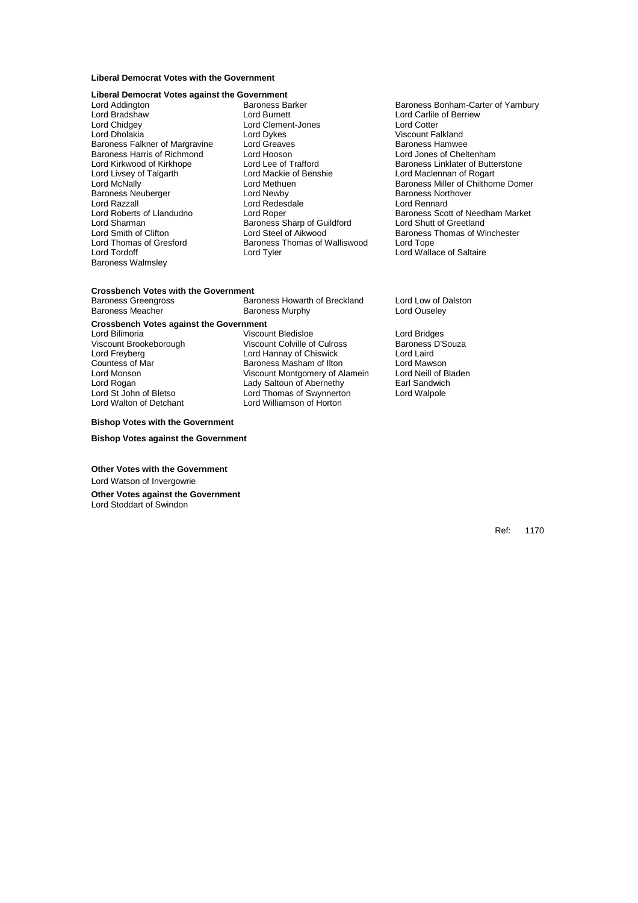**Liberal Democrat Votes with the Government**

**Liberal Democrat Votes against the Government**

Lord Addington
Lord Bradshaw
Lord Chidgey
Lord Dholakia
Baroness Falkner of Margravine
Baroness Harris of Richmond
Lord Kirkwood of Kirkhope
Lord Livsey of Talgarth
Lord McNally
Baroness Neuberger
Lord Razzall
Lord Roberts of Llandudno
Lord Sharman
Lord Smith of Clifton
Lord Thomas of Gresford
Lord Tordoff
Baroness Walmsley
Baroness Barker
Lord Burnett
Lord Clement-Jones
Lord Dykes
Lord Greaves
Lord Hooson
Lord Lee of Trafford
Lord Mackie of Benshie
Lord Methuen
Lord Newby
Lord Redesdale
Lord Roper
Baroness Sharp of Guildford
Lord Steel of Aikwood
Baroness Thomas of Walliswood
Lord Tyler
Baroness Bonham-Carter of Yarnbury
Lord Carlile of Berriew
Lord Cotter
Viscount Falkland
Baroness Hamwee
Lord Jones of Cheltenham
Baroness Linklater of Butterstone
Lord Maclennan of Rogart
Baroness Miller of Chilthorne Domer
Baroness Northover
Lord Rennard
Baroness Scott of Needham Market
Lord Shutt of Greetland
Baroness Thomas of Winchester
Lord Tope
Lord Wallace of Saltaire

**Crossbench Votes with the Government**

Baroness Greengross
Baroness Meacher
Baroness Howarth of Breckland
Baroness Murphy
Lord Low of Dalston
Lord Ouseley

**Crossbench Votes against the Government**

Lord Bilimoria
Viscount Brookeborough
Lord Freyberg
Countess of Mar
Lord Monson
Lord Rogan
Lord St John of Bletso
Lord Walton of Detchant
Viscount Bledisloe
Viscount Colville of Culross
Lord Hannay of Chiswick
Baroness Masham of Ilton
Viscount Montgomery of Alamein
Lady Saltoun of Abernethy
Lord Thomas of Swynnerton
Lord Williamson of Horton
Lord Bridges
Baroness D'Souza
Lord Laird
Lord Mawson
Lord Neill of Bladen
Earl Sandwich
Lord Walpole

**Bishop Votes with the Government**

**Bishop Votes against the Government**

**Other Votes with the Government**

Lord Watson of Invergowrie

**Other Votes against the Government**

Lord Stoddart of Swindon

Ref: 1170